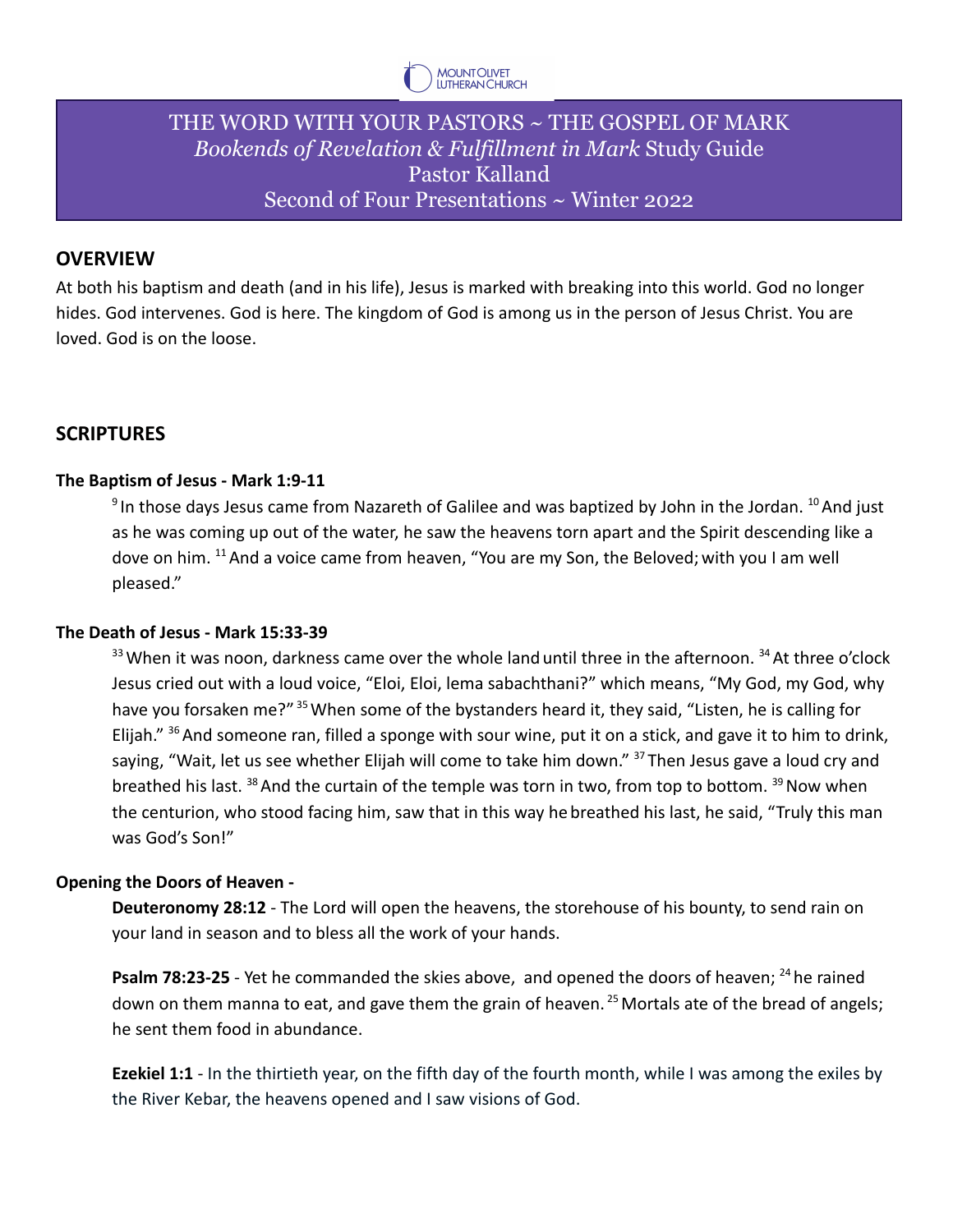# THE WORD WITH YOUR PASTORS ~ THE GOSPEL OF MARK

*Bookends of Revelation & Fulfillment in Mark* Study Guide

Pastor Kalland

Second of Four Presentations ~ Winter 2022

## OVERVIEW

At both his baptism and death (and in his life), Jesus is marked with breaking into this world. God no longer hides. God intervenes. God is here. The kingdom of God is among us in the person of Jesus Christ. You are loved. God is on the loose.

## SCRIPTURES

### The Baptism of Jesus - Mark 1:9-11

[9] In those days Jesus came from Nazareth of Galilee and was baptized by John in the Jordan. [10] And just as he was coming up out of the water, he saw the heavens torn apart and the Spirit descending like a dove on him. [11] And a voice came from heaven, "You are my Son, the Beloved; with you I am well pleased."

### The Death of Jesus - Mark 15:33-39

[33] When it was noon, darkness came over the whole land until three in the afternoon. [34] At three o'clock Jesus cried out with a loud voice, "Eloi, Eloi, lema sabachthani?" which means, "My God, my God, why have you forsaken me?" [35] When some of the bystanders heard it, they said, "Listen, he is calling for Elijah." [36] And someone ran, filled a sponge with sour wine, put it on a stick, and gave it to him to drink, saying, "Wait, let us see whether Elijah will come to take him down." [37] Then Jesus gave a loud cry and breathed his last. [38] And the curtain of the temple was torn in two, from top to bottom. [39] Now when the centurion, who stood facing him, saw that in this way he breathed his last, he said, "Truly this man was God's Son!"

### Opening the Doors of Heaven -

**Deuteronomy 28:12** - The Lord will open the heavens, the storehouse of his bounty, to send rain on your land in season and to bless all the work of your hands.

**Psalm 78:23-25** - Yet he commanded the skies above, and opened the doors of heaven; [24] he rained down on them manna to eat, and gave them the grain of heaven. [25] Mortals ate of the bread of angels; he sent them food in abundance.

**Ezekiel 1:1** - In the thirtieth year, on the fifth day of the fourth month, while I was among the exiles by the River Kebar, the heavens opened and I saw visions of God.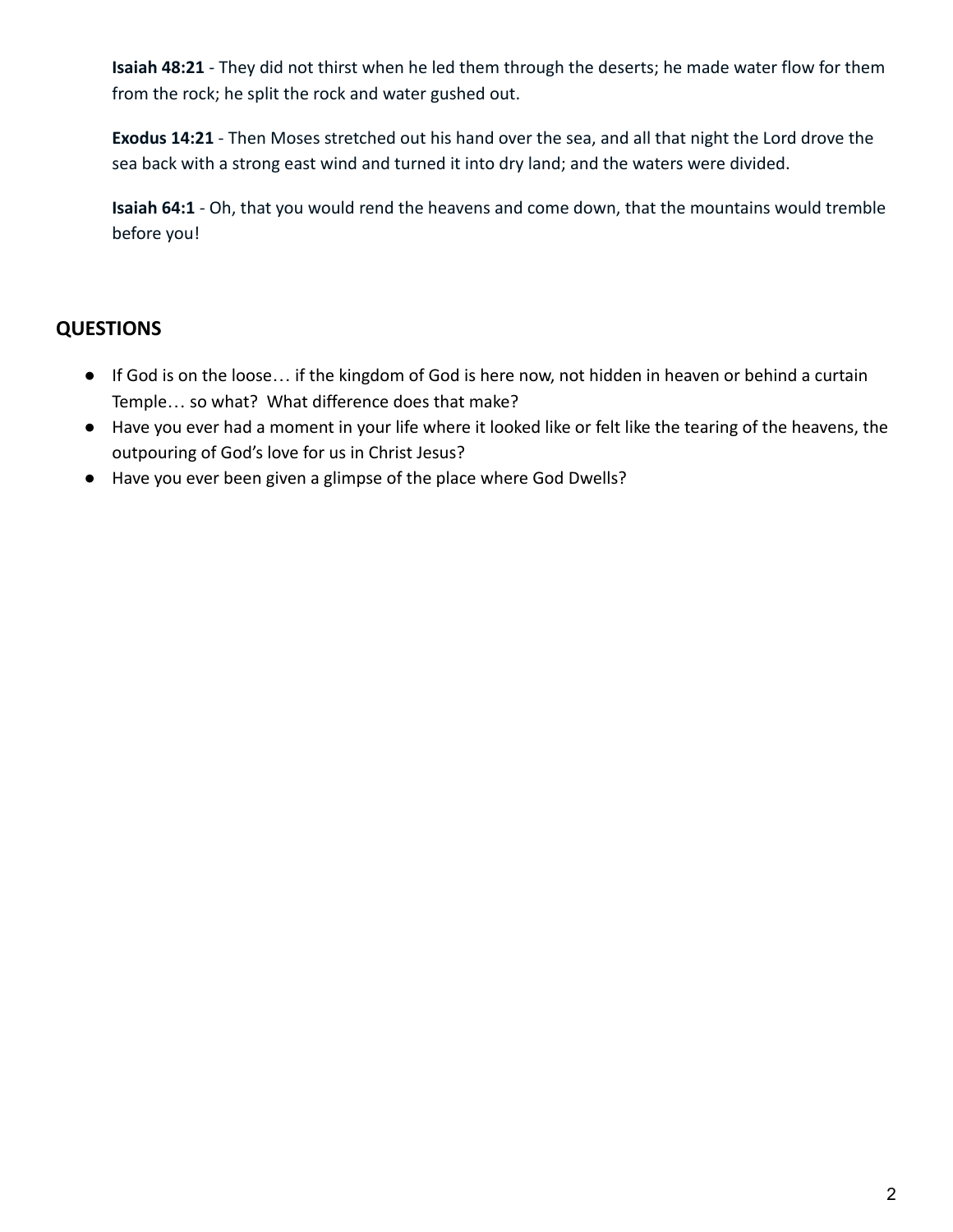**Isaiah 48:21** - They did not thirst when he led them through the deserts; he made water flow for them from the rock; he split the rock and water gushed out.

**Exodus 14:21** - Then Moses stretched out his hand over the sea, and all that night the Lord drove the sea back with a strong east wind and turned it into dry land; and the waters were divided.

**Isaiah 64:1** - Oh, that you would rend the heavens and come down, that the mountains would tremble before you!

## QUESTIONS

- If God is on the loose… if the kingdom of God is here now, not hidden in heaven or behind a curtain Temple… so what? What difference does that make?
- Have you ever had a moment in your life where it looked like or felt like the tearing of the heavens, the outpouring of God's love for us in Christ Jesus?
- Have you ever been given a glimpse of the place where God Dwells?